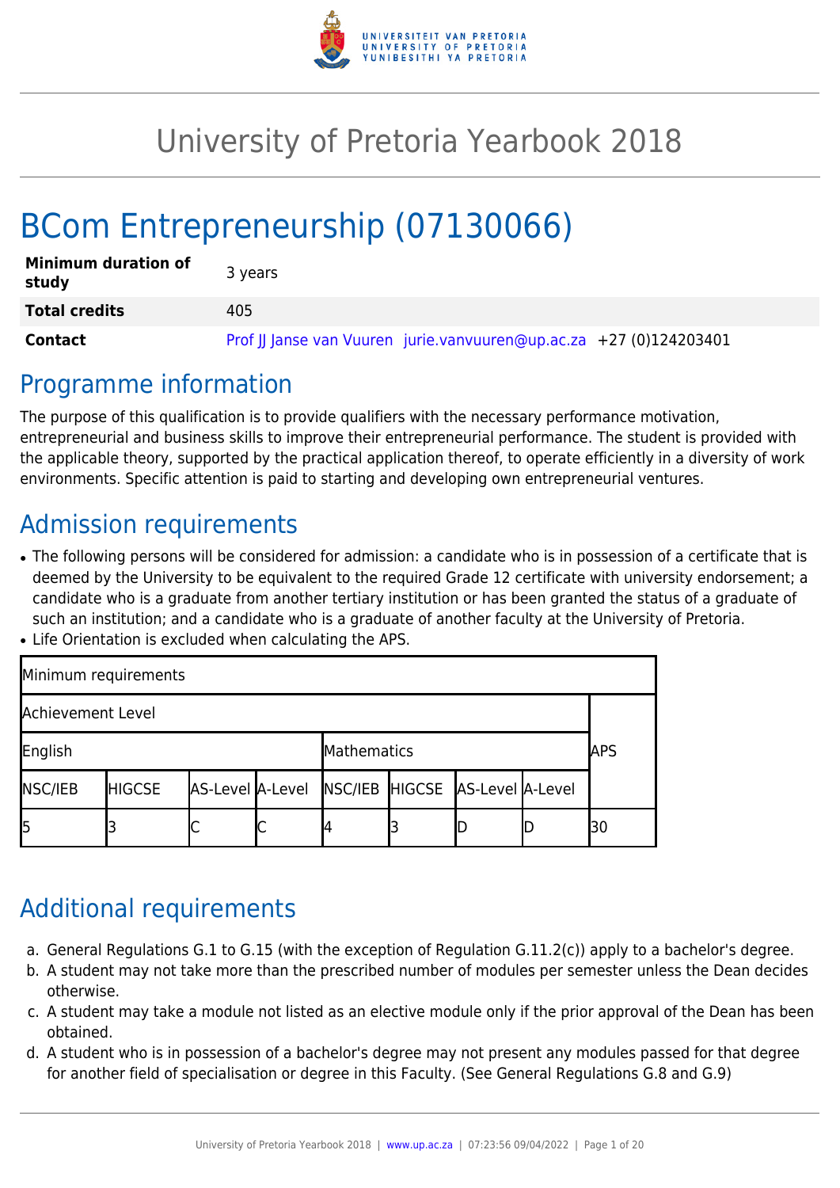# University of Pretoria Yearbook 2018

# BCom Entrepreneurship (07130066)

| | |
|---|---|
| **Minimum duration of study** | 3 years |
| **Total credits** | 405 |
| **Contact** | Prof JJ Janse van Vuuren jurie.vanvuuren@up.ac.za +27 (0)124203401 |

## Programme information

The purpose of this qualification is to provide qualifiers with the necessary performance motivation, entrepreneurial and business skills to improve their entrepreneurial performance. The student is provided with the applicable theory, supported by the practical application thereof, to operate efficiently in a diversity of work environments. Specific attention is paid to starting and developing own entrepreneurial ventures.

## Admission requirements

- The following persons will be considered for admission: a candidate who is in possession of a certificate that is deemed by the University to be equivalent to the required Grade 12 certificate with university endorsement; a candidate who is a graduate from another tertiary institution or has been granted the status of a graduate of such an institution; and a candidate who is a graduate of another faculty at the University of Pretoria.
- Life Orientation is excluded when calculating the APS.

| Minimum requirements | | | | | | | | |
|---|---|---|---|---|---|---|---|---|
| Achievement Level | | | | | | | | |
| English | | | | Mathematics | | | | APS |
| NSC/IEB | HIGCSE | AS-Level | A-Level | NSC/IEB | HIGCSE | AS-Level | A-Level | |
| 5 | 3 | C | C | 4 | 3 | D | D | 30 |

## Additional requirements

a. General Regulations G.1 to G.15 (with the exception of Regulation G.11.2(c)) apply to a bachelor's degree.
b. A student may not take more than the prescribed number of modules per semester unless the Dean decides otherwise.
c. A student may take a module not listed as an elective module only if the prior approval of the Dean has been obtained.
d. A student who is in possession of a bachelor's degree may not present any modules passed for that degree for another field of specialisation or degree in this Faculty. (See General Regulations G.8 and G.9)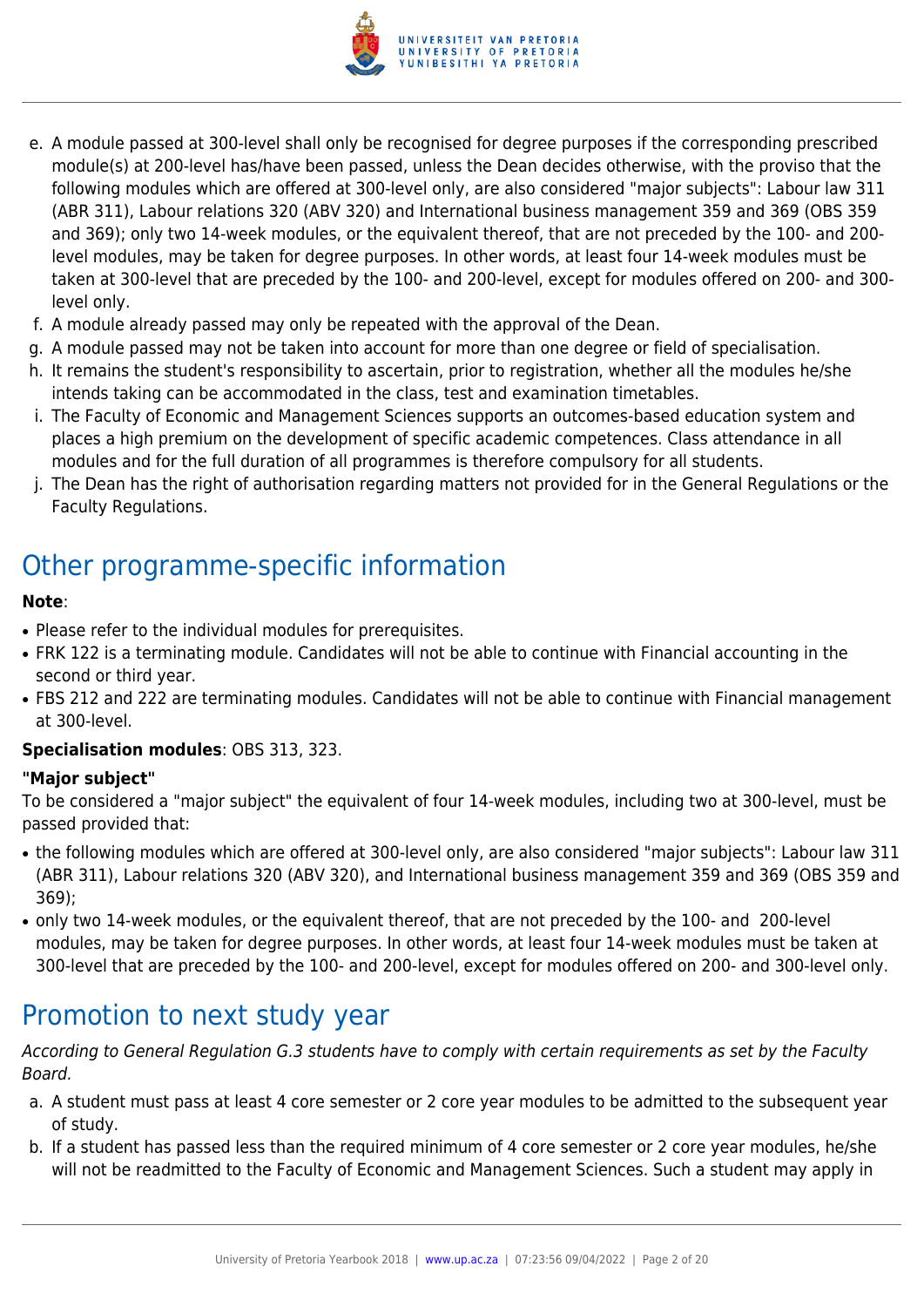e. A module passed at 300-level shall only be recognised for degree purposes if the corresponding prescribed module(s) at 200-level has/have been passed, unless the Dean decides otherwise, with the proviso that the following modules which are offered at 300-level only, are also considered "major subjects": Labour law 311 (ABR 311), Labour relations 320 (ABV 320) and International business management 359 and 369 (OBS 359 and 369); only two 14-week modules, or the equivalent thereof, that are not preceded by the 100- and 200-level modules, may be taken for degree purposes. In other words, at least four 14-week modules must be taken at 300-level that are preceded by the 100- and 200-level, except for modules offered on 200- and 300-level only.
f. A module already passed may only be repeated with the approval of the Dean.
g. A module passed may not be taken into account for more than one degree or field of specialisation.
h. It remains the student's responsibility to ascertain, prior to registration, whether all the modules he/she intends taking can be accommodated in the class, test and examination timetables.
i. The Faculty of Economic and Management Sciences supports an outcomes-based education system and places a high premium on the development of specific academic competences. Class attendance in all modules and for the full duration of all programmes is therefore compulsory for all students.
j. The Dean has the right of authorisation regarding matters not provided for in the General Regulations or the Faculty Regulations.

# Other programme-specific information

**Note**:

- Please refer to the individual modules for prerequisites.
- FRK 122 is a terminating module. Candidates will not be able to continue with Financial accounting in the second or third year.
- FBS 212 and 222 are terminating modules. Candidates will not be able to continue with Financial management at 300-level.

**Specialisation modules**: OBS 313, 323.

**"Major subject"**

To be considered a "major subject" the equivalent of four 14-week modules, including two at 300-level, must be passed provided that:

- the following modules which are offered at 300-level only, are also considered "major subjects": Labour law 311 (ABR 311), Labour relations 320 (ABV 320), and International business management 359 and 369 (OBS 359 and 369);
- only two 14-week modules, or the equivalent thereof, that are not preceded by the 100- and 200-level modules, may be taken for degree purposes. In other words, at least four 14-week modules must be taken at 300-level that are preceded by the 100- and 200-level, except for modules offered on 200- and 300-level only.

# Promotion to next study year

*According to General Regulation G.3 students have to comply with certain requirements as set by the Faculty Board.*

a. A student must pass at least 4 core semester or 2 core year modules to be admitted to the subsequent year of study.
b. If a student has passed less than the required minimum of 4 core semester or 2 core year modules, he/she will not be readmitted to the Faculty of Economic and Management Sciences. Such a student may apply in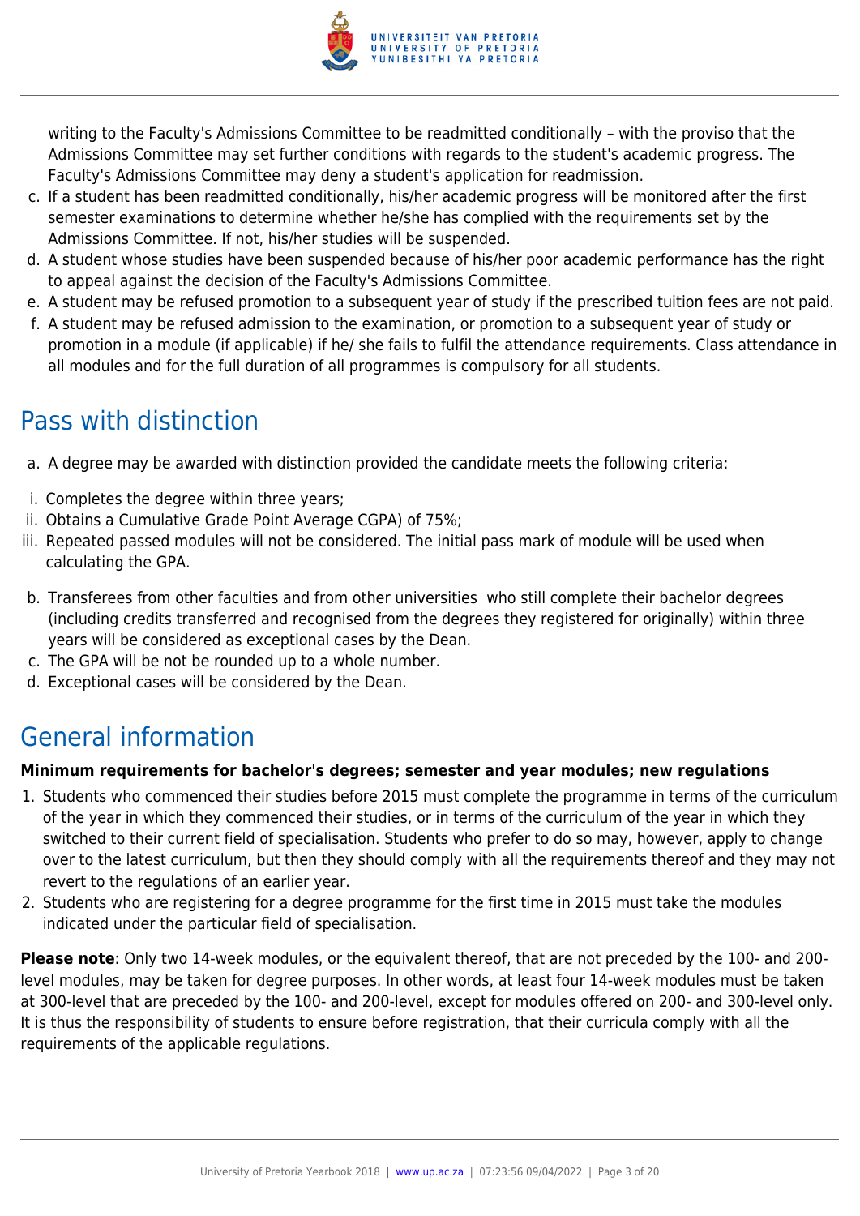writing to the Faculty's Admissions Committee to be readmitted conditionally – with the proviso that the Admissions Committee may set further conditions with regards to the student's academic progress. The Faculty's Admissions Committee may deny a student's application for readmission.

c. If a student has been readmitted conditionally, his/her academic progress will be monitored after the first semester examinations to determine whether he/she has complied with the requirements set by the Admissions Committee. If not, his/her studies will be suspended.
d. A student whose studies have been suspended because of his/her poor academic performance has the right to appeal against the decision of the Faculty's Admissions Committee.
e. A student may be refused promotion to a subsequent year of study if the prescribed tuition fees are not paid.
f. A student may be refused admission to the examination, or promotion to a subsequent year of study or promotion in a module (if applicable) if he/ she fails to fulfil the attendance requirements. Class attendance in all modules and for the full duration of all programmes is compulsory for all students.

## Pass with distinction

a. A degree may be awarded with distinction provided the candidate meets the following criteria:

i. Completes the degree within three years;
ii. Obtains a Cumulative Grade Point Average CGPA) of 75%;
iii. Repeated passed modules will not be considered. The initial pass mark of module will be used when calculating the GPA.

b. Transferees from other faculties and from other universities who still complete their bachelor degrees (including credits transferred and recognised from the degrees they registered for originally) within three years will be considered as exceptional cases by the Dean.
c. The GPA will be not be rounded up to a whole number.
d. Exceptional cases will be considered by the Dean.

## General information

**Minimum requirements for bachelor's degrees; semester and year modules; new regulations**

1. Students who commenced their studies before 2015 must complete the programme in terms of the curriculum of the year in which they commenced their studies, or in terms of the curriculum of the year in which they switched to their current field of specialisation. Students who prefer to do so may, however, apply to change over to the latest curriculum, but then they should comply with all the requirements thereof and they may not revert to the regulations of an earlier year.
2. Students who are registering for a degree programme for the first time in 2015 must take the modules indicated under the particular field of specialisation.

**Please note**: Only two 14-week modules, or the equivalent thereof, that are not preceded by the 100- and 200-level modules, may be taken for degree purposes. In other words, at least four 14-week modules must be taken at 300-level that are preceded by the 100- and 200-level, except for modules offered on 200- and 300-level only. It is thus the responsibility of students to ensure before registration, that their curricula comply with all the requirements of the applicable regulations.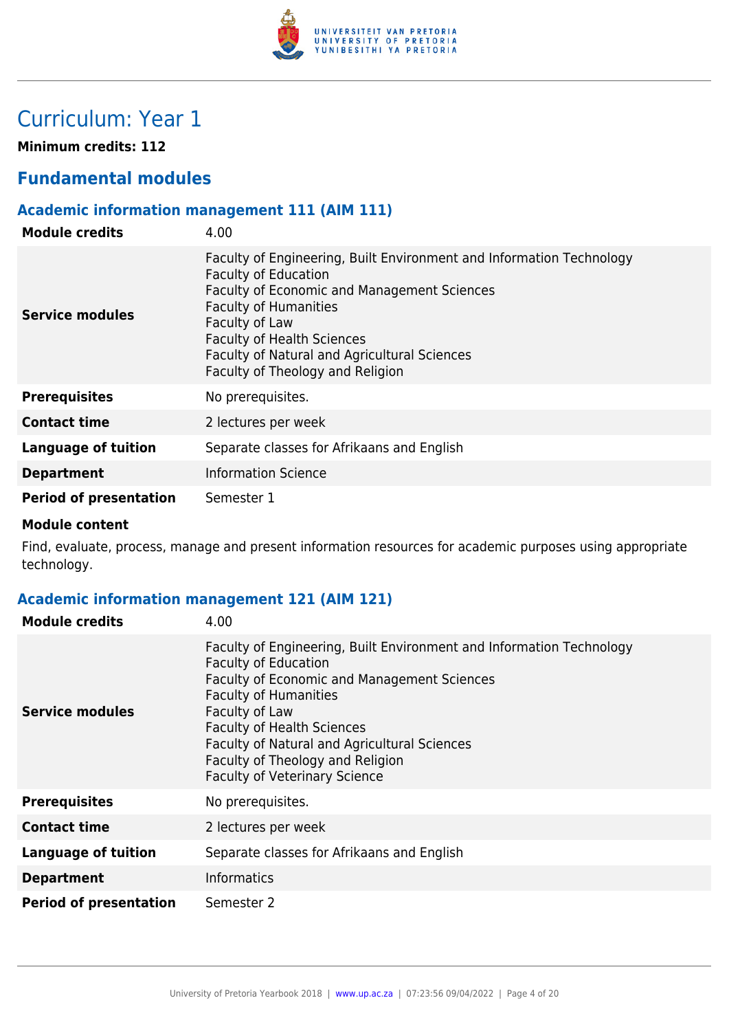# Curriculum: Year 1

**Minimum credits: 112**

## Fundamental modules

### Academic information management 111 (AIM 111)

| | |
|---|---|
| **Module credits** | 4.00 |
| **Service modules** | Faculty of Engineering, Built Environment and Information Technology<br>Faculty of Education<br>Faculty of Economic and Management Sciences<br>Faculty of Humanities<br>Faculty of Law<br>Faculty of Health Sciences<br>Faculty of Natural and Agricultural Sciences<br>Faculty of Theology and Religion |
| **Prerequisites** | No prerequisites. |
| **Contact time** | 2 lectures per week |
| **Language of tuition** | Separate classes for Afrikaans and English |
| **Department** | Information Science |
| **Period of presentation** | Semester 1 |

**Module content**

Find, evaluate, process, manage and present information resources for academic purposes using appropriate technology.

### Academic information management 121 (AIM 121)

| | |
|---|---|
| **Module credits** | 4.00 |
| **Service modules** | Faculty of Engineering, Built Environment and Information Technology<br>Faculty of Education<br>Faculty of Economic and Management Sciences<br>Faculty of Humanities<br>Faculty of Law<br>Faculty of Health Sciences<br>Faculty of Natural and Agricultural Sciences<br>Faculty of Theology and Religion<br>Faculty of Veterinary Science |
| **Prerequisites** | No prerequisites. |
| **Contact time** | 2 lectures per week |
| **Language of tuition** | Separate classes for Afrikaans and English |
| **Department** | Informatics |
| **Period of presentation** | Semester 2 |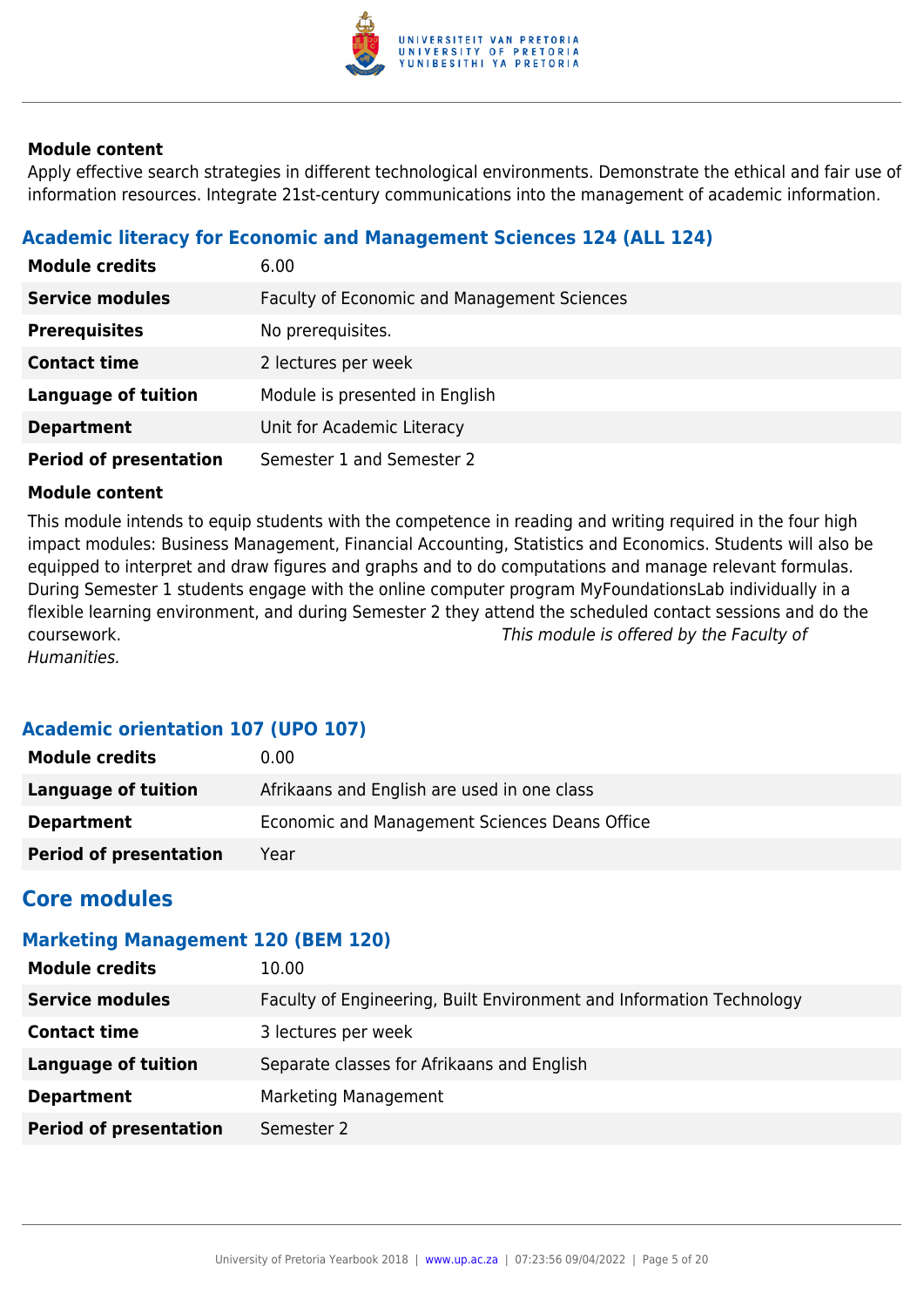#### Module content

Apply effective search strategies in different technological environments. Demonstrate the ethical and fair use of information resources. Integrate 21st-century communications into the management of academic information.

### Academic literacy for Economic and Management Sciences 124 (ALL 124)

| | |
|---|---|
| **Module credits** | 6.00 |
| **Service modules** | Faculty of Economic and Management Sciences |
| **Prerequisites** | No prerequisites. |
| **Contact time** | 2 lectures per week |
| **Language of tuition** | Module is presented in English |
| **Department** | Unit for Academic Literacy |
| **Period of presentation** | Semester 1 and Semester 2 |

#### Module content

This module intends to equip students with the competence in reading and writing required in the four high impact modules: Business Management, Financial Accounting, Statistics and Economics. Students will also be equipped to interpret and draw figures and graphs and to do computations and manage relevant formulas. During Semester 1 students engage with the online computer program MyFoundationsLab individually in a flexible learning environment, and during Semester 2 they attend the scheduled contact sessions and do the coursework. *This module is offered by the Faculty of Humanities.*

### Academic orientation 107 (UPO 107)

| | |
|---|---|
| **Module credits** | 0.00 |
| **Language of tuition** | Afrikaans and English are used in one class |
| **Department** | Economic and Management Sciences Deans Office |
| **Period of presentation** | Year |

## Core modules

### Marketing Management 120 (BEM 120)

| | |
|---|---|
| **Module credits** | 10.00 |
| **Service modules** | Faculty of Engineering, Built Environment and Information Technology |
| **Contact time** | 3 lectures per week |
| **Language of tuition** | Separate classes for Afrikaans and English |
| **Department** | Marketing Management |
| **Period of presentation** | Semester 2 |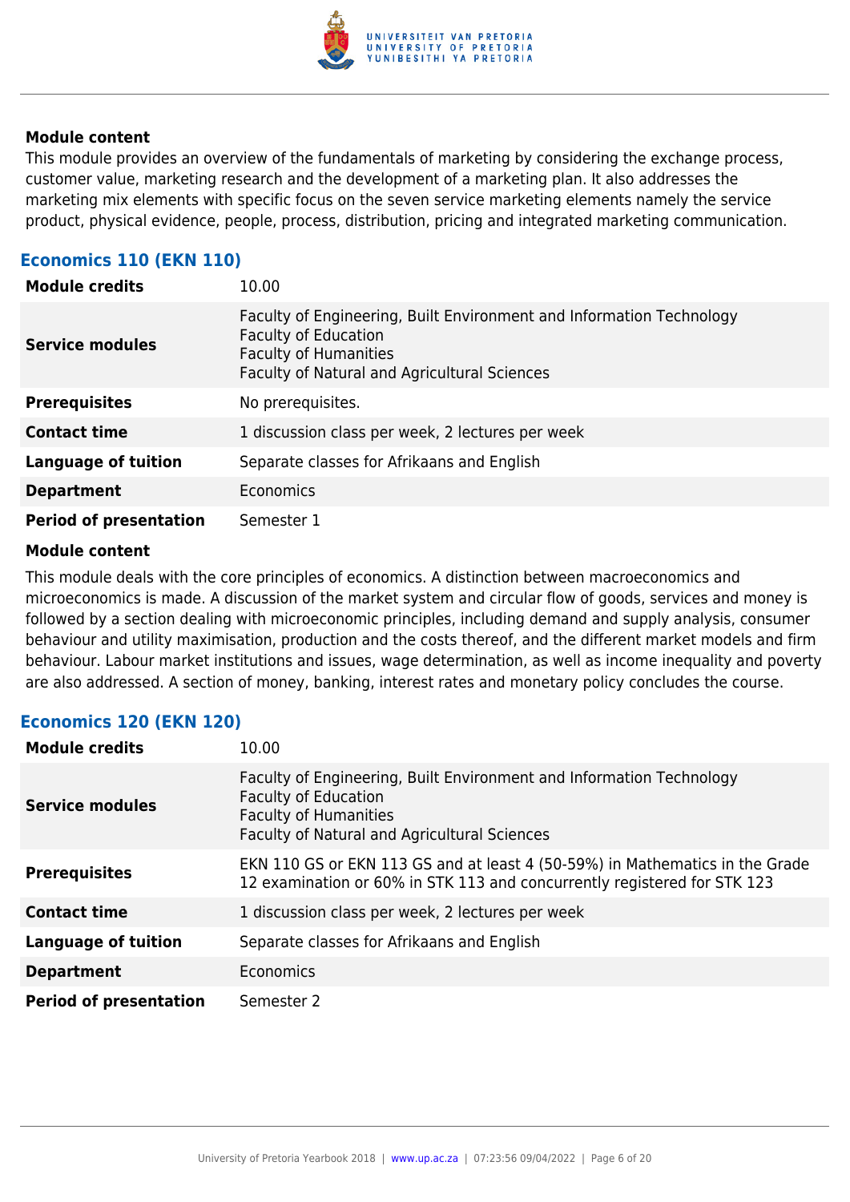#### Module content

This module provides an overview of the fundamentals of marketing by considering the exchange process, customer value, marketing research and the development of a marketing plan. It also addresses the marketing mix elements with specific focus on the seven service marketing elements namely the service product, physical evidence, people, process, distribution, pricing and integrated marketing communication.

### Economics 110 (EKN 110)

| | |
|---|---|
| **Module credits** | 10.00 |
| **Service modules** | Faculty of Engineering, Built Environment and Information Technology<br>Faculty of Education<br>Faculty of Humanities<br>Faculty of Natural and Agricultural Sciences |
| **Prerequisites** | No prerequisites. |
| **Contact time** | 1 discussion class per week, 2 lectures per week |
| **Language of tuition** | Separate classes for Afrikaans and English |
| **Department** | Economics |
| **Period of presentation** | Semester 1 |

#### Module content

This module deals with the core principles of economics. A distinction between macroeconomics and microeconomics is made. A discussion of the market system and circular flow of goods, services and money is followed by a section dealing with microeconomic principles, including demand and supply analysis, consumer behaviour and utility maximisation, production and the costs thereof, and the different market models and firm behaviour. Labour market institutions and issues, wage determination, as well as income inequality and poverty are also addressed. A section of money, banking, interest rates and monetary policy concludes the course.

### Economics 120 (EKN 120)

| | |
|---|---|
| **Module credits** | 10.00 |
| **Service modules** | Faculty of Engineering, Built Environment and Information Technology<br>Faculty of Education<br>Faculty of Humanities<br>Faculty of Natural and Agricultural Sciences |
| **Prerequisites** | EKN 110 GS or EKN 113 GS and at least 4 (50-59%) in Mathematics in the Grade 12 examination or 60% in STK 113 and concurrently registered for STK 123 |
| **Contact time** | 1 discussion class per week, 2 lectures per week |
| **Language of tuition** | Separate classes for Afrikaans and English |
| **Department** | Economics |
| **Period of presentation** | Semester 2 |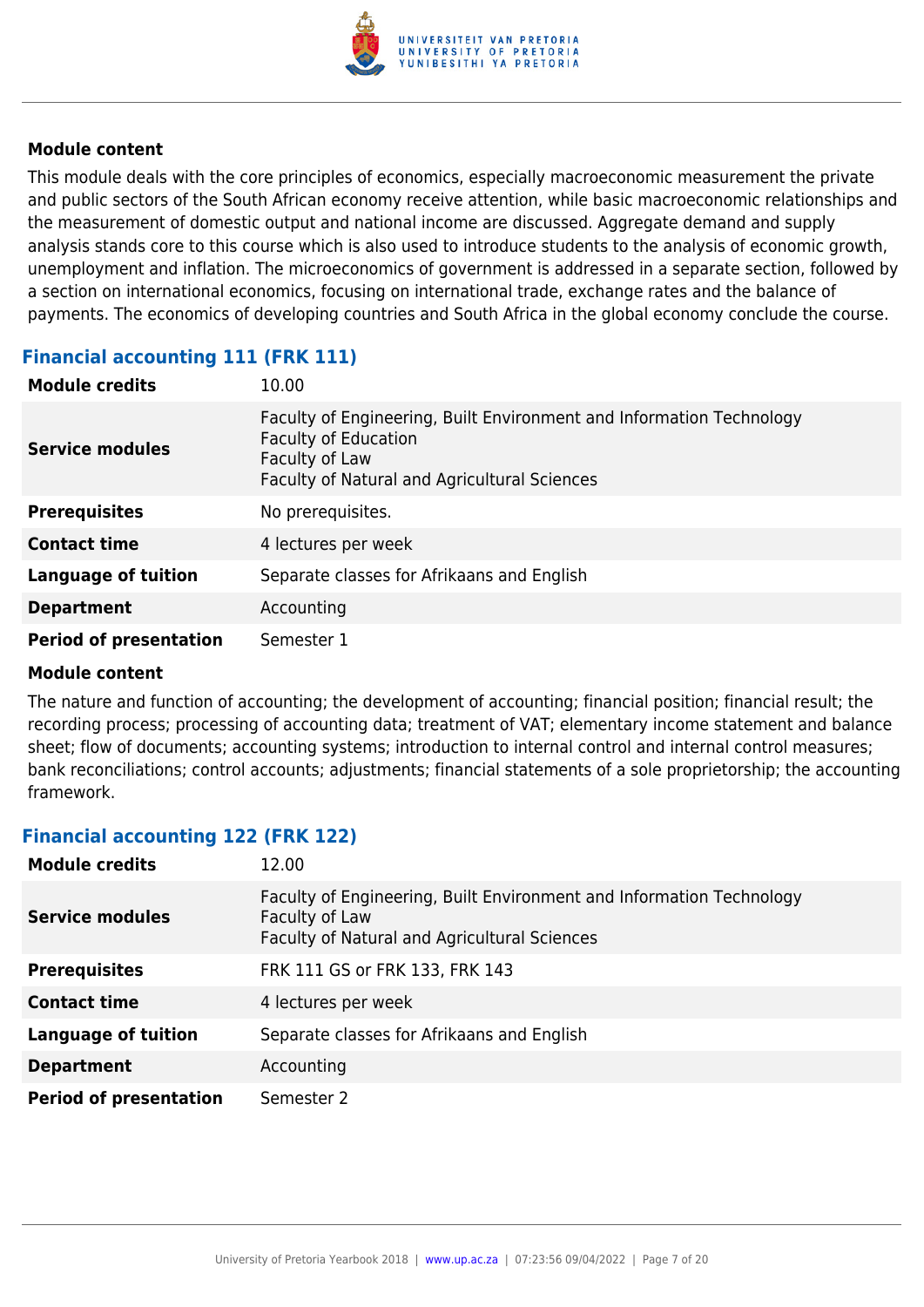#### Module content

This module deals with the core principles of economics, especially macroeconomic measurement the private and public sectors of the South African economy receive attention, while basic macroeconomic relationships and the measurement of domestic output and national income are discussed. Aggregate demand and supply analysis stands core to this course which is also used to introduce students to the analysis of economic growth, unemployment and inflation. The microeconomics of government is addressed in a separate section, followed by a section on international economics, focusing on international trade, exchange rates and the balance of payments. The economics of developing countries and South Africa in the global economy conclude the course.

### Financial accounting 111 (FRK 111)

| | |
|---|---|
| **Module credits** | 10.00 |
| **Service modules** | Faculty of Engineering, Built Environment and Information Technology<br>Faculty of Education<br>Faculty of Law<br>Faculty of Natural and Agricultural Sciences |
| **Prerequisites** | No prerequisites. |
| **Contact time** | 4 lectures per week |
| **Language of tuition** | Separate classes for Afrikaans and English |
| **Department** | Accounting |
| **Period of presentation** | Semester 1 |

#### Module content

The nature and function of accounting; the development of accounting; financial position; financial result; the recording process; processing of accounting data; treatment of VAT; elementary income statement and balance sheet; flow of documents; accounting systems; introduction to internal control and internal control measures; bank reconciliations; control accounts; adjustments; financial statements of a sole proprietorship; the accounting framework.

### Financial accounting 122 (FRK 122)

| | |
|---|---|
| **Module credits** | 12.00 |
| **Service modules** | Faculty of Engineering, Built Environment and Information Technology<br>Faculty of Law<br>Faculty of Natural and Agricultural Sciences |
| **Prerequisites** | FRK 111 GS or FRK 133, FRK 143 |
| **Contact time** | 4 lectures per week |
| **Language of tuition** | Separate classes for Afrikaans and English |
| **Department** | Accounting |
| **Period of presentation** | Semester 2 |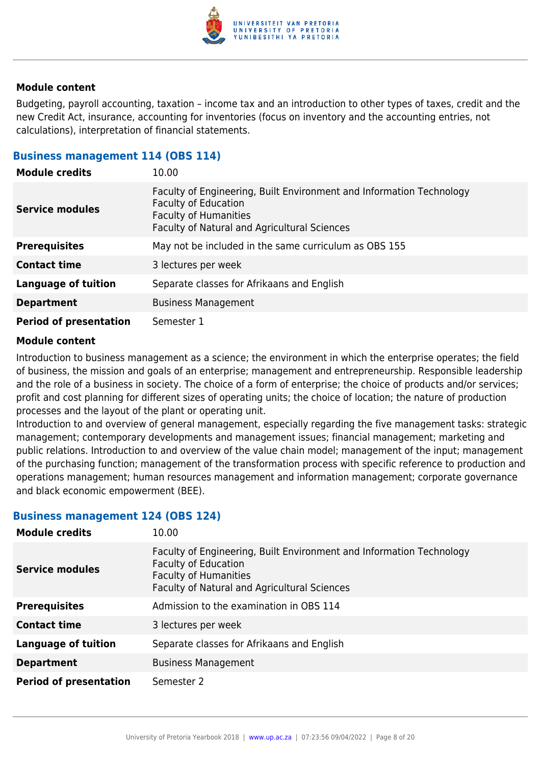#### Module content

Budgeting, payroll accounting, taxation – income tax and an introduction to other types of taxes, credit and the new Credit Act, insurance, accounting for inventories (focus on inventory and the accounting entries, not calculations), interpretation of financial statements.

### Business management 114 (OBS 114)

| | |
|---|---|
| **Module credits** | 10.00 |
| **Service modules** | Faculty of Engineering, Built Environment and Information Technology<br>Faculty of Education<br>Faculty of Humanities<br>Faculty of Natural and Agricultural Sciences |
| **Prerequisites** | May not be included in the same curriculum as OBS 155 |
| **Contact time** | 3 lectures per week |
| **Language of tuition** | Separate classes for Afrikaans and English |
| **Department** | Business Management |
| **Period of presentation** | Semester 1 |

#### Module content

Introduction to business management as a science; the environment in which the enterprise operates; the field of business, the mission and goals of an enterprise; management and entrepreneurship. Responsible leadership and the role of a business in society. The choice of a form of enterprise; the choice of products and/or services; profit and cost planning for different sizes of operating units; the choice of location; the nature of production processes and the layout of the plant or operating unit.

Introduction to and overview of general management, especially regarding the five management tasks: strategic management; contemporary developments and management issues; financial management; marketing and public relations. Introduction to and overview of the value chain model; management of the input; management of the purchasing function; management of the transformation process with specific reference to production and operations management; human resources management and information management; corporate governance and black economic empowerment (BEE).

### Business management 124 (OBS 124)

| | |
|---|---|
| **Module credits** | 10.00 |
| **Service modules** | Faculty of Engineering, Built Environment and Information Technology<br>Faculty of Education<br>Faculty of Humanities<br>Faculty of Natural and Agricultural Sciences |
| **Prerequisites** | Admission to the examination in OBS 114 |
| **Contact time** | 3 lectures per week |
| **Language of tuition** | Separate classes for Afrikaans and English |
| **Department** | Business Management |
| **Period of presentation** | Semester 2 |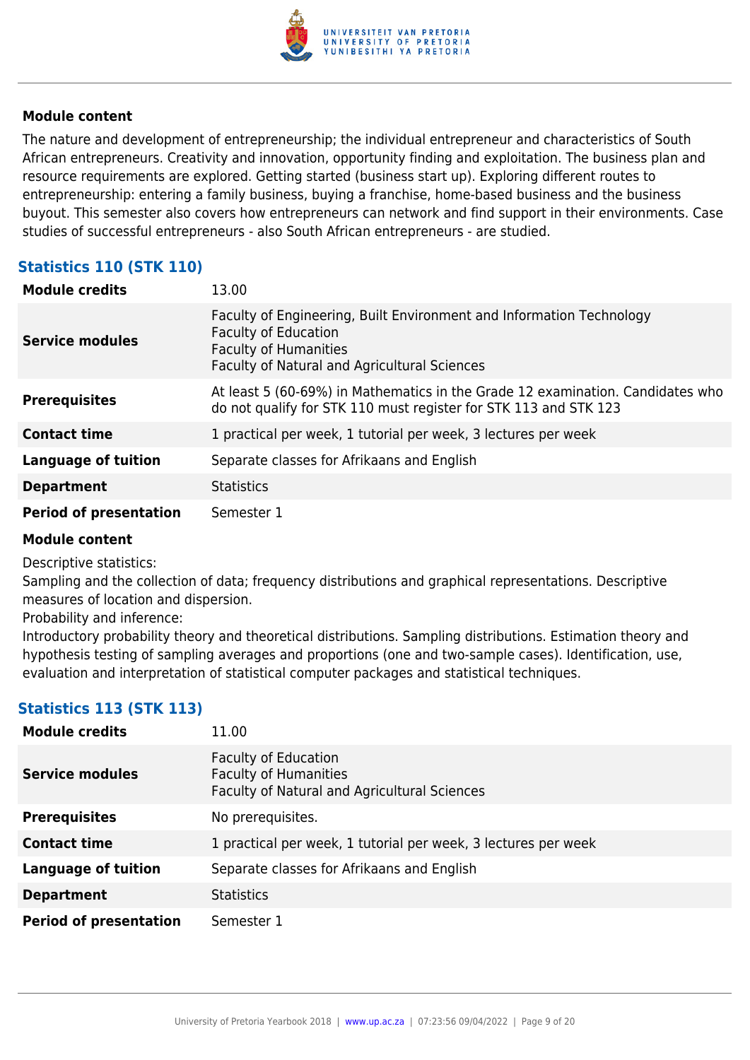#### Module content

The nature and development of entrepreneurship; the individual entrepreneur and characteristics of South African entrepreneurs. Creativity and innovation, opportunity finding and exploitation. The business plan and resource requirements are explored. Getting started (business start up). Exploring different routes to entrepreneurship: entering a family business, buying a franchise, home-based business and the business buyout. This semester also covers how entrepreneurs can network and find support in their environments. Case studies of successful entrepreneurs - also South African entrepreneurs - are studied.

### Statistics 110 (STK 110)

| | |
|---|---|
| **Module credits** | 13.00 |
| **Service modules** | Faculty of Engineering, Built Environment and Information Technology<br>Faculty of Education<br>Faculty of Humanities<br>Faculty of Natural and Agricultural Sciences |
| **Prerequisites** | At least 5 (60-69%) in Mathematics in the Grade 12 examination. Candidates who do not qualify for STK 110 must register for STK 113 and STK 123 |
| **Contact time** | 1 practical per week, 1 tutorial per week, 3 lectures per week |
| **Language of tuition** | Separate classes for Afrikaans and English |
| **Department** | Statistics |
| **Period of presentation** | Semester 1 |

#### Module content

Descriptive statistics:
Sampling and the collection of data; frequency distributions and graphical representations. Descriptive measures of location and dispersion.
Probability and inference:
Introductory probability theory and theoretical distributions. Sampling distributions. Estimation theory and hypothesis testing of sampling averages and proportions (one and two-sample cases). Identification, use, evaluation and interpretation of statistical computer packages and statistical techniques.

### Statistics 113 (STK 113)

| | |
|---|---|
| **Module credits** | 11.00 |
| **Service modules** | Faculty of Education<br>Faculty of Humanities<br>Faculty of Natural and Agricultural Sciences |
| **Prerequisites** | No prerequisites. |
| **Contact time** | 1 practical per week, 1 tutorial per week, 3 lectures per week |
| **Language of tuition** | Separate classes for Afrikaans and English |
| **Department** | Statistics |
| **Period of presentation** | Semester 1 |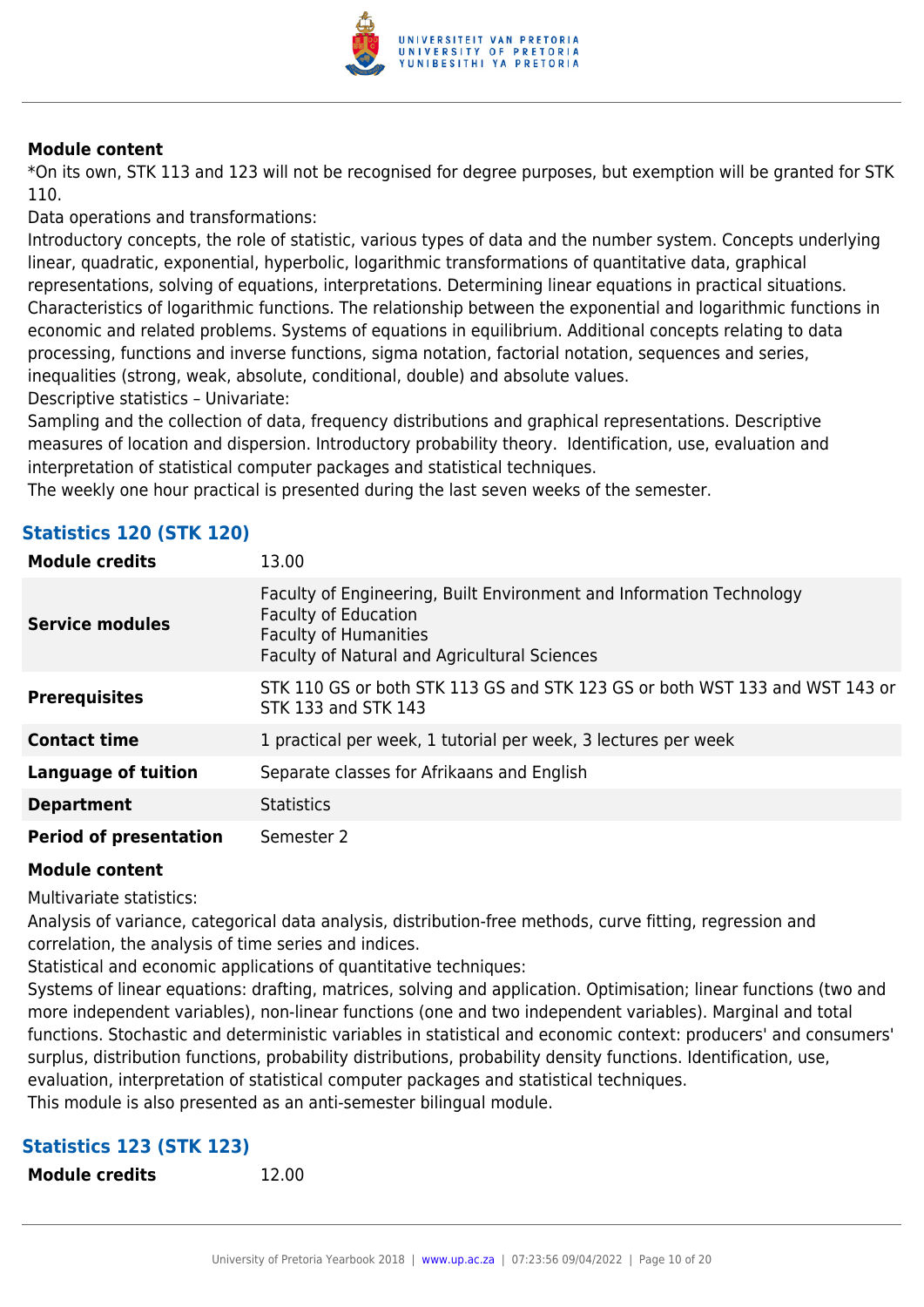**Module content**

*On its own, STK 113 and 123 will not be recognised for degree purposes, but exemption will be granted for STK 110.

Data operations and transformations:

Introductory concepts, the role of statistic, various types of data and the number system. Concepts underlying linear, quadratic, exponential, hyperbolic, logarithmic transformations of quantitative data, graphical representations, solving of equations, interpretations. Determining linear equations in practical situations. Characteristics of logarithmic functions. The relationship between the exponential and logarithmic functions in economic and related problems. Systems of equations in equilibrium. Additional concepts relating to data processing, functions and inverse functions, sigma notation, factorial notation, sequences and series, inequalities (strong, weak, absolute, conditional, double) and absolute values.

Descriptive statistics – Univariate:

Sampling and the collection of data, frequency distributions and graphical representations. Descriptive measures of location and dispersion. Introductory probability theory. Identification, use, evaluation and interpretation of statistical computer packages and statistical techniques.

The weekly one hour practical is presented during the last seven weeks of the semester.

## Statistics 120 (STK 120)

| | |
|---|---|
| **Module credits** | 13.00 |
| **Service modules** | Faculty of Engineering, Built Environment and Information Technology<br>Faculty of Education<br>Faculty of Humanities<br>Faculty of Natural and Agricultural Sciences |
| **Prerequisites** | STK 110 GS or both STK 113 GS and STK 123 GS or both WST 133 and WST 143 or STK 133 and STK 143 |
| **Contact time** | 1 practical per week, 1 tutorial per week, 3 lectures per week |
| **Language of tuition** | Separate classes for Afrikaans and English |
| **Department** | Statistics |
| **Period of presentation** | Semester 2 |

**Module content**

Multivariate statistics:

Analysis of variance, categorical data analysis, distribution-free methods, curve fitting, regression and correlation, the analysis of time series and indices.

Statistical and economic applications of quantitative techniques:

Systems of linear equations: drafting, matrices, solving and application. Optimisation; linear functions (two and more independent variables), non-linear functions (one and two independent variables). Marginal and total functions. Stochastic and deterministic variables in statistical and economic context: producers' and consumers' surplus, distribution functions, probability distributions, probability density functions. Identification, use, evaluation, interpretation of statistical computer packages and statistical techniques.

This module is also presented as an anti-semester bilingual module.

## Statistics 123 (STK 123)

| | |
|---|---|
| **Module credits** | 12.00 |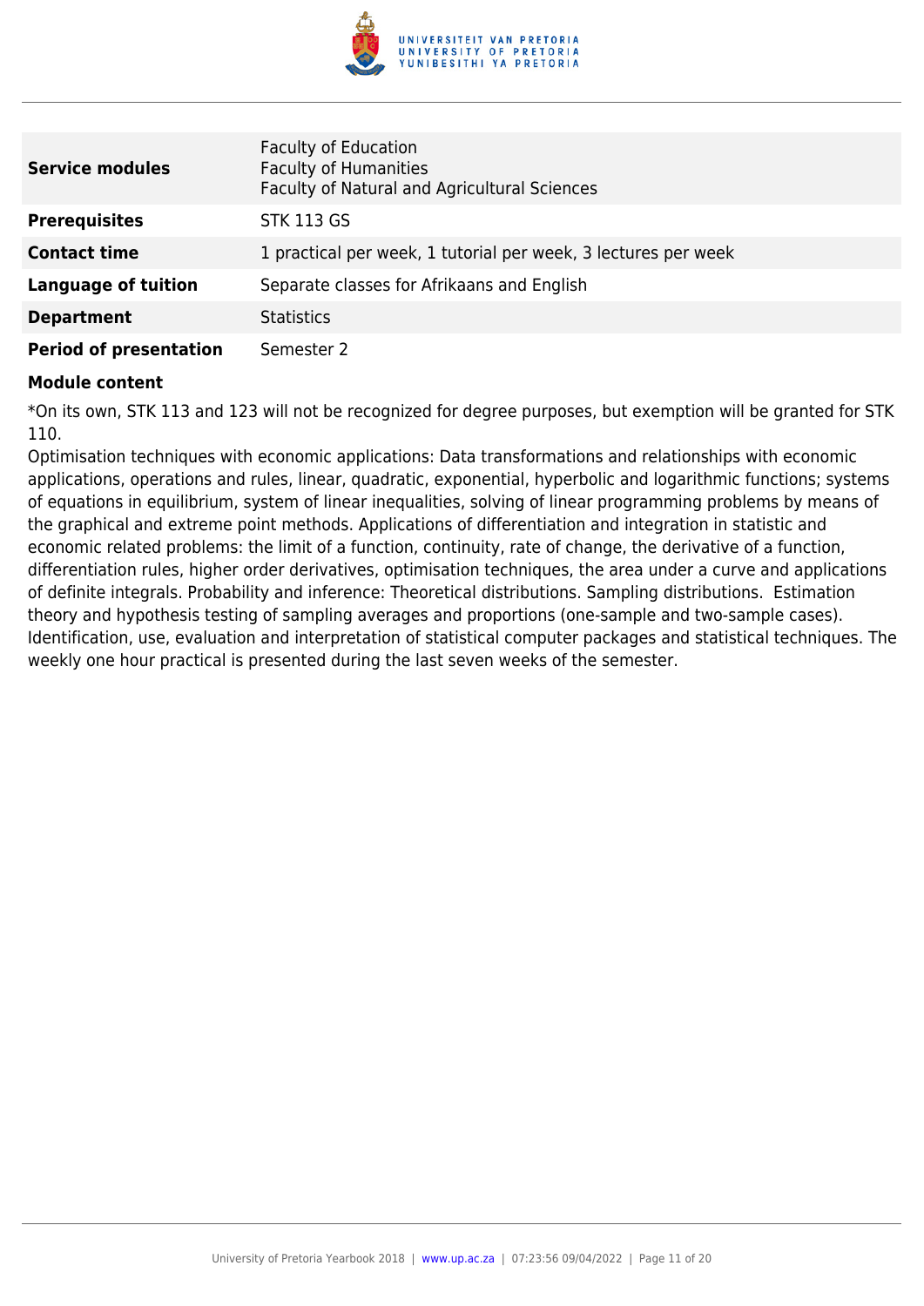| | |
|---|---|
| **Service modules** | Faculty of Education<br>Faculty of Humanities<br>Faculty of Natural and Agricultural Sciences |
| **Prerequisites** | STK 113 GS |
| **Contact time** | 1 practical per week, 1 tutorial per week, 3 lectures per week |
| **Language of tuition** | Separate classes for Afrikaans and English |
| **Department** | Statistics |
| **Period of presentation** | Semester 2 |

**Module content**

*On its own, STK 113 and 123 will not be recognized for degree purposes, but exemption will be granted for STK 110.

Optimisation techniques with economic applications: Data transformations and relationships with economic applications, operations and rules, linear, quadratic, exponential, hyperbolic and logarithmic functions; systems of equations in equilibrium, system of linear inequalities, solving of linear programming problems by means of the graphical and extreme point methods. Applications of differentiation and integration in statistic and economic related problems: the limit of a function, continuity, rate of change, the derivative of a function, differentiation rules, higher order derivatives, optimisation techniques, the area under a curve and applications of definite integrals. Probability and inference: Theoretical distributions. Sampling distributions. Estimation theory and hypothesis testing of sampling averages and proportions (one-sample and two-sample cases). Identification, use, evaluation and interpretation of statistical computer packages and statistical techniques. The weekly one hour practical is presented during the last seven weeks of the semester.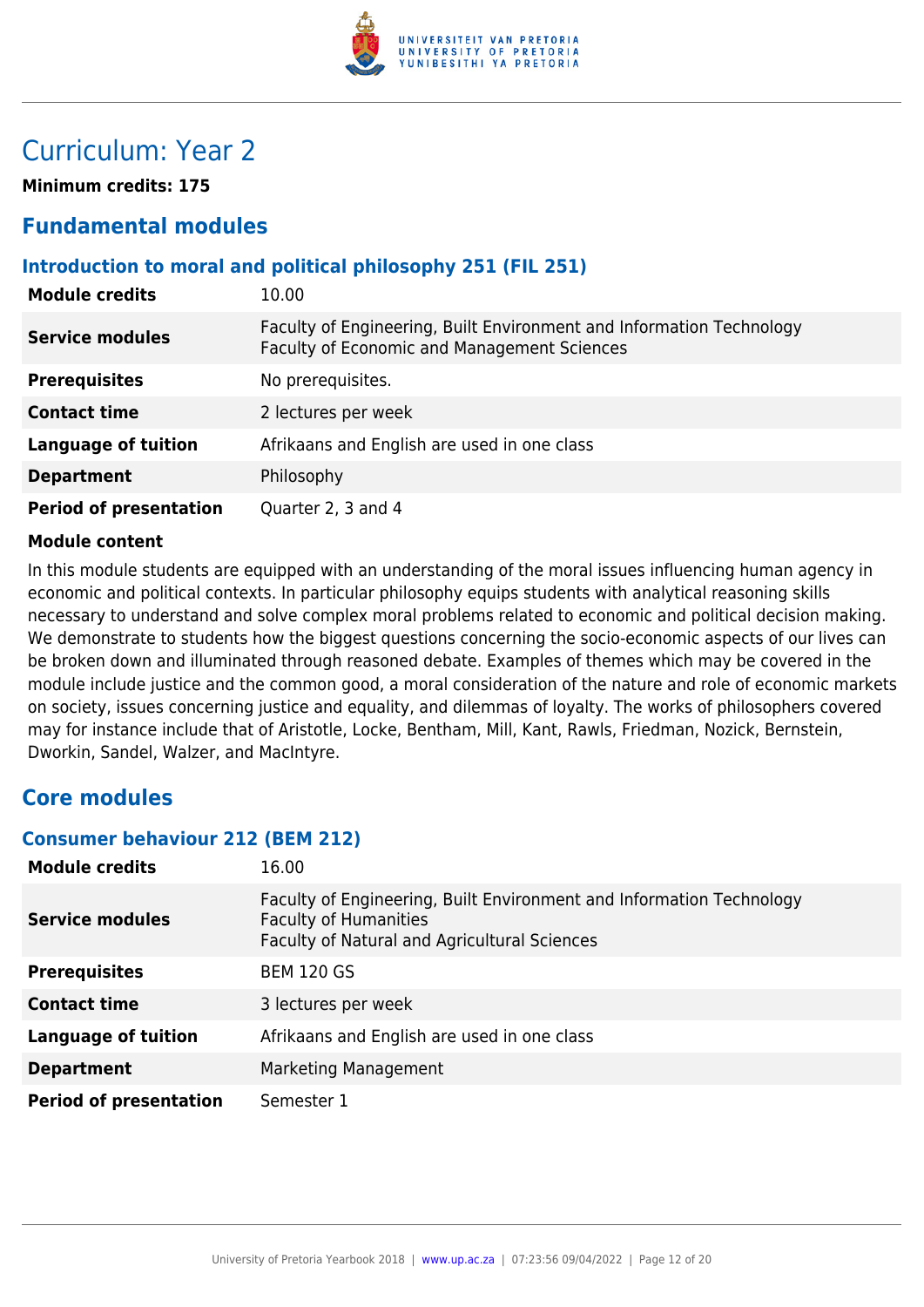# Curriculum: Year 2

**Minimum credits: 175**

## Fundamental modules

### Introduction to moral and political philosophy 251 (FIL 251)

| | |
|---|---|
| **Module credits** | 10.00 |
| **Service modules** | Faculty of Engineering, Built Environment and Information Technology<br>Faculty of Economic and Management Sciences |
| **Prerequisites** | No prerequisites. |
| **Contact time** | 2 lectures per week |
| **Language of tuition** | Afrikaans and English are used in one class |
| **Department** | Philosophy |
| **Period of presentation** | Quarter 2, 3 and 4 |

**Module content**

In this module students are equipped with an understanding of the moral issues influencing human agency in economic and political contexts. In particular philosophy equips students with analytical reasoning skills necessary to understand and solve complex moral problems related to economic and political decision making. We demonstrate to students how the biggest questions concerning the socio-economic aspects of our lives can be broken down and illuminated through reasoned debate. Examples of themes which may be covered in the module include justice and the common good, a moral consideration of the nature and role of economic markets on society, issues concerning justice and equality, and dilemmas of loyalty. The works of philosophers covered may for instance include that of Aristotle, Locke, Bentham, Mill, Kant, Rawls, Friedman, Nozick, Bernstein, Dworkin, Sandel, Walzer, and MacIntyre.

## Core modules

### Consumer behaviour 212 (BEM 212)

| | |
|---|---|
| **Module credits** | 16.00 |
| **Service modules** | Faculty of Engineering, Built Environment and Information Technology<br>Faculty of Humanities<br>Faculty of Natural and Agricultural Sciences |
| **Prerequisites** | BEM 120 GS |
| **Contact time** | 3 lectures per week |
| **Language of tuition** | Afrikaans and English are used in one class |
| **Department** | Marketing Management |
| **Period of presentation** | Semester 1 |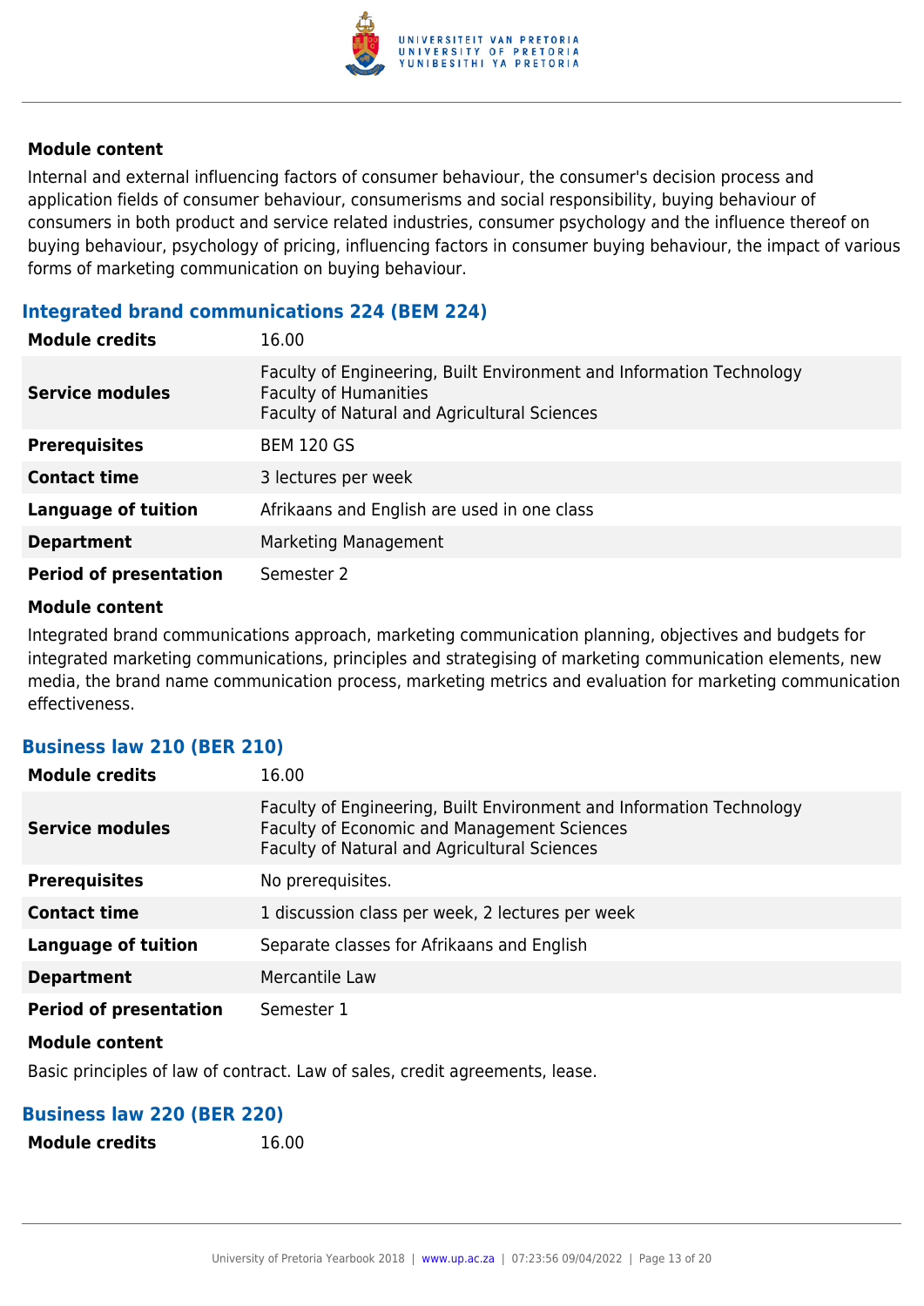#### Module content

Internal and external influencing factors of consumer behaviour, the consumer's decision process and application fields of consumer behaviour, consumerisms and social responsibility, buying behaviour of consumers in both product and service related industries, consumer psychology and the influence thereof on buying behaviour, psychology of pricing, influencing factors in consumer buying behaviour, the impact of various forms of marketing communication on buying behaviour.

### Integrated brand communications 224 (BEM 224)

| | |
|---|---|
| **Module credits** | 16.00 |
| **Service modules** | Faculty of Engineering, Built Environment and Information Technology<br>Faculty of Humanities<br>Faculty of Natural and Agricultural Sciences |
| **Prerequisites** | BEM 120 GS |
| **Contact time** | 3 lectures per week |
| **Language of tuition** | Afrikaans and English are used in one class |
| **Department** | Marketing Management |
| **Period of presentation** | Semester 2 |

#### Module content

Integrated brand communications approach, marketing communication planning, objectives and budgets for integrated marketing communications, principles and strategising of marketing communication elements, new media, the brand name communication process, marketing metrics and evaluation for marketing communication effectiveness.

### Business law 210 (BER 210)

| | |
|---|---|
| **Module credits** | 16.00 |
| **Service modules** | Faculty of Engineering, Built Environment and Information Technology<br>Faculty of Economic and Management Sciences<br>Faculty of Natural and Agricultural Sciences |
| **Prerequisites** | No prerequisites. |
| **Contact time** | 1 discussion class per week, 2 lectures per week |
| **Language of tuition** | Separate classes for Afrikaans and English |
| **Department** | Mercantile Law |
| **Period of presentation** | Semester 1 |

#### Module content

Basic principles of law of contract. Law of sales, credit agreements, lease.

### Business law 220 (BER 220)

| | |
|---|---|
| **Module credits** | 16.00 |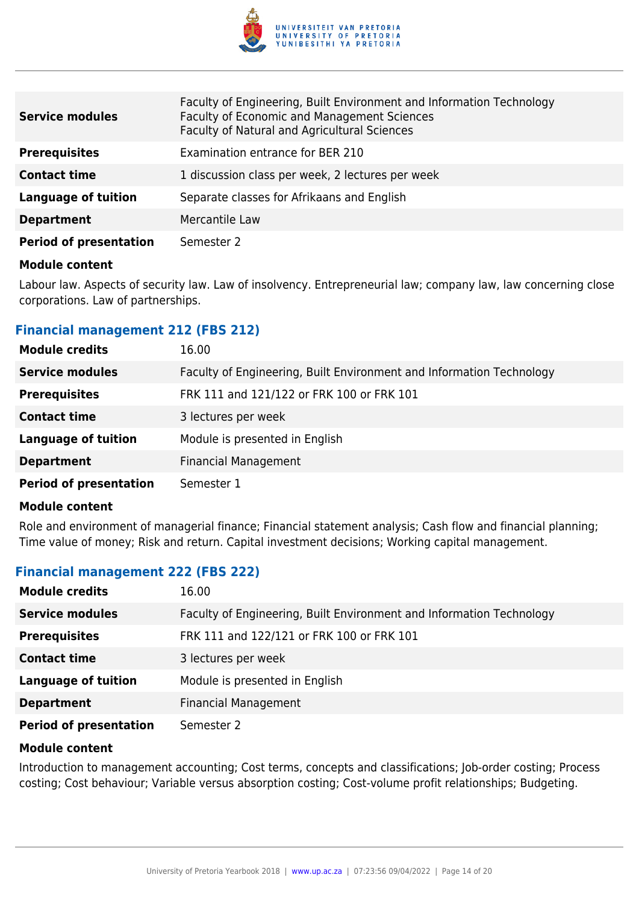| | |
|---|---|
| **Service modules** | Faculty of Engineering, Built Environment and Information Technology<br>Faculty of Economic and Management Sciences<br>Faculty of Natural and Agricultural Sciences |
| **Prerequisites** | Examination entrance for BER 210 |
| **Contact time** | 1 discussion class per week, 2 lectures per week |
| **Language of tuition** | Separate classes for Afrikaans and English |
| **Department** | Mercantile Law |
| **Period of presentation** | Semester 2 |

**Module content**

Labour law. Aspects of security law. Law of insolvency. Entrepreneurial law; company law, law concerning close corporations. Law of partnerships.

### Financial management 212 (FBS 212)

| | |
|---|---|
| **Module credits** | 16.00 |
| **Service modules** | Faculty of Engineering, Built Environment and Information Technology |
| **Prerequisites** | FRK 111 and 121/122 or FRK 100 or FRK 101 |
| **Contact time** | 3 lectures per week |
| **Language of tuition** | Module is presented in English |
| **Department** | Financial Management |
| **Period of presentation** | Semester 1 |

**Module content**

Role and environment of managerial finance; Financial statement analysis; Cash flow and financial planning; Time value of money; Risk and return. Capital investment decisions; Working capital management.

### Financial management 222 (FBS 222)

| | |
|---|---|
| **Module credits** | 16.00 |
| **Service modules** | Faculty of Engineering, Built Environment and Information Technology |
| **Prerequisites** | FRK 111 and 122/121 or FRK 100 or FRK 101 |
| **Contact time** | 3 lectures per week |
| **Language of tuition** | Module is presented in English |
| **Department** | Financial Management |
| **Period of presentation** | Semester 2 |

**Module content**

Introduction to management accounting; Cost terms, concepts and classifications; Job-order costing; Process costing; Cost behaviour; Variable versus absorption costing; Cost-volume profit relationships; Budgeting.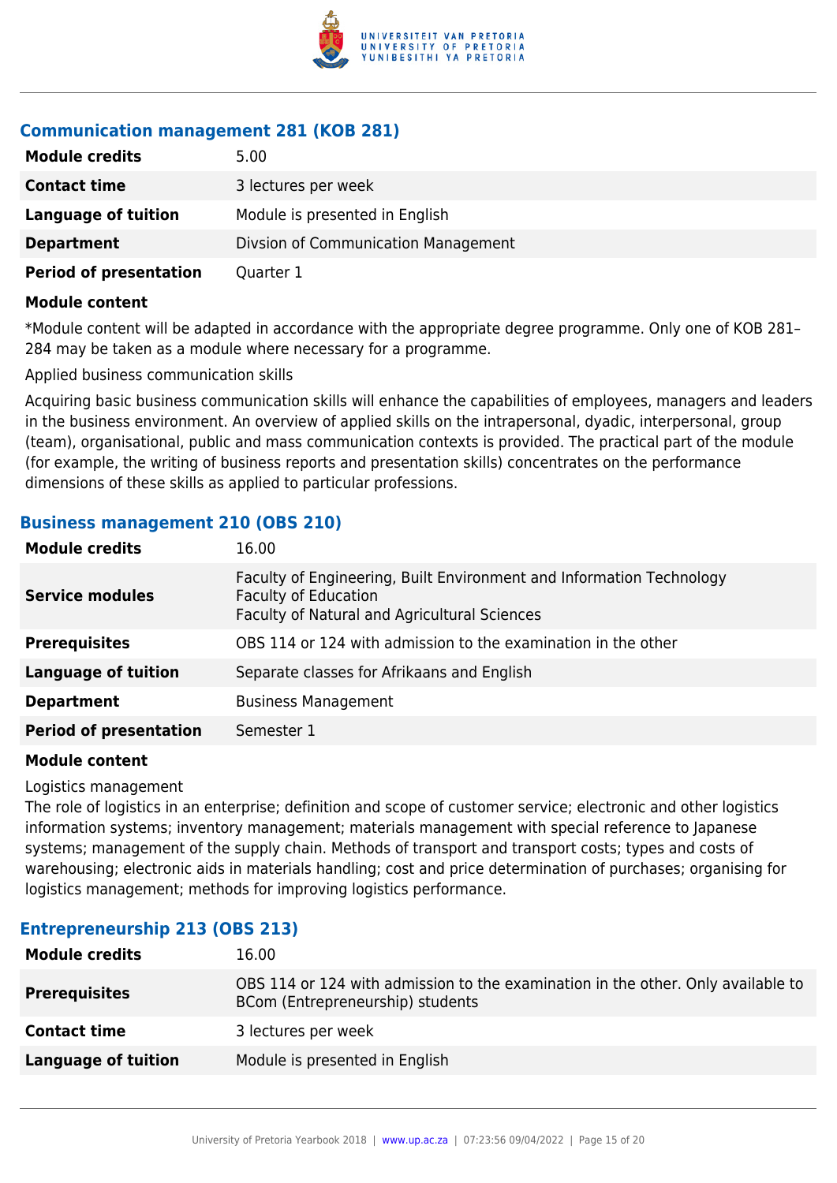### Communication management 281 (KOB 281)

| | |
|---|---|
| **Module credits** | 5.00 |
| **Contact time** | 3 lectures per week |
| **Language of tuition** | Module is presented in English |
| **Department** | Divsion of Communication Management |
| **Period of presentation** | Quarter 1 |

**Module content**

*Module content will be adapted in accordance with the appropriate degree programme. Only one of KOB 281–284 may be taken as a module where necessary for a programme.

Applied business communication skills

Acquiring basic business communication skills will enhance the capabilities of employees, managers and leaders in the business environment. An overview of applied skills on the intrapersonal, dyadic, interpersonal, group (team), organisational, public and mass communication contexts is provided. The practical part of the module (for example, the writing of business reports and presentation skills) concentrates on the performance dimensions of these skills as applied to particular professions.

### Business management 210 (OBS 210)

| | |
|---|---|
| **Module credits** | 16.00 |
| **Service modules** | Faculty of Engineering, Built Environment and Information Technology<br>Faculty of Education<br>Faculty of Natural and Agricultural Sciences |
| **Prerequisites** | OBS 114 or 124 with admission to the examination in the other |
| **Language of tuition** | Separate classes for Afrikaans and English |
| **Department** | Business Management |
| **Period of presentation** | Semester 1 |

**Module content**

Logistics management
The role of logistics in an enterprise; definition and scope of customer service; electronic and other logistics information systems; inventory management; materials management with special reference to Japanese systems; management of the supply chain. Methods of transport and transport costs; types and costs of warehousing; electronic aids in materials handling; cost and price determination of purchases; organising for logistics management; methods for improving logistics performance.

### Entrepreneurship 213 (OBS 213)

| | |
|---|---|
| **Module credits** | 16.00 |
| **Prerequisites** | OBS 114 or 124 with admission to the examination in the other. Only available to BCom (Entrepreneurship) students |
| **Contact time** | 3 lectures per week |
| **Language of tuition** | Module is presented in English |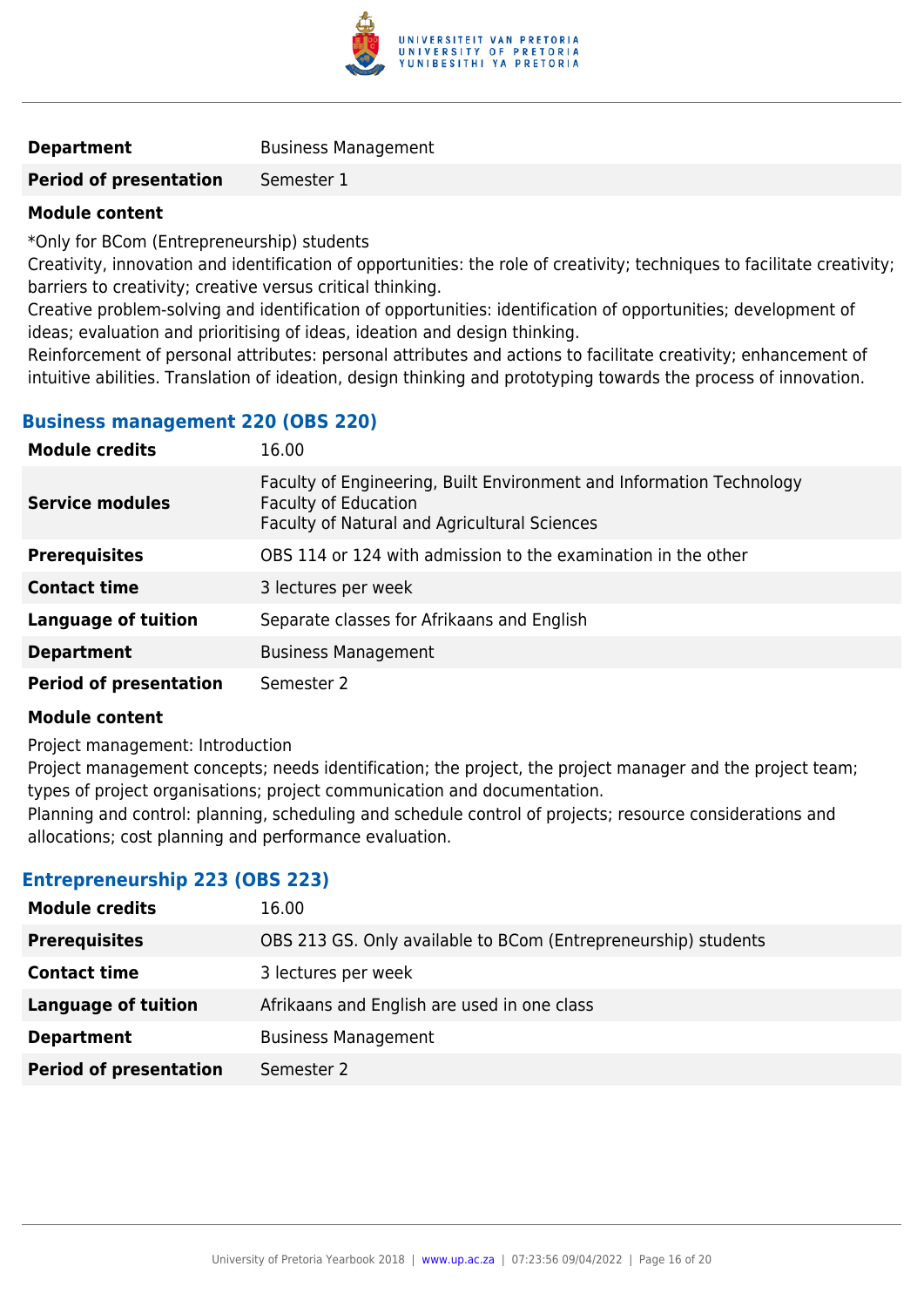| | |
|---|---|
| **Department** | Business Management |
| **Period of presentation** | Semester 1 |

**Module content**

*Only for BCom (Entrepreneurship) students
Creativity, innovation and identification of opportunities: the role of creativity; techniques to facilitate creativity; barriers to creativity; creative versus critical thinking.
Creative problem-solving and identification of opportunities: identification of opportunities; development of ideas; evaluation and prioritising of ideas, ideation and design thinking.
Reinforcement of personal attributes: personal attributes and actions to facilitate creativity; enhancement of intuitive abilities. Translation of ideation, design thinking and prototyping towards the process of innovation.

### Business management 220 (OBS 220)

| | |
|---|---|
| **Module credits** | 16.00 |
| **Service modules** | Faculty of Engineering, Built Environment and Information Technology<br>Faculty of Education<br>Faculty of Natural and Agricultural Sciences |
| **Prerequisites** | OBS 114 or 124 with admission to the examination in the other |
| **Contact time** | 3 lectures per week |
| **Language of tuition** | Separate classes for Afrikaans and English |
| **Department** | Business Management |
| **Period of presentation** | Semester 2 |

**Module content**

Project management: Introduction
Project management concepts; needs identification; the project, the project manager and the project team; types of project organisations; project communication and documentation.
Planning and control: planning, scheduling and schedule control of projects; resource considerations and allocations; cost planning and performance evaluation.

### Entrepreneurship 223 (OBS 223)

| | |
|---|---|
| **Module credits** | 16.00 |
| **Prerequisites** | OBS 213 GS. Only available to BCom (Entrepreneurship) students |
| **Contact time** | 3 lectures per week |
| **Language of tuition** | Afrikaans and English are used in one class |
| **Department** | Business Management |
| **Period of presentation** | Semester 2 |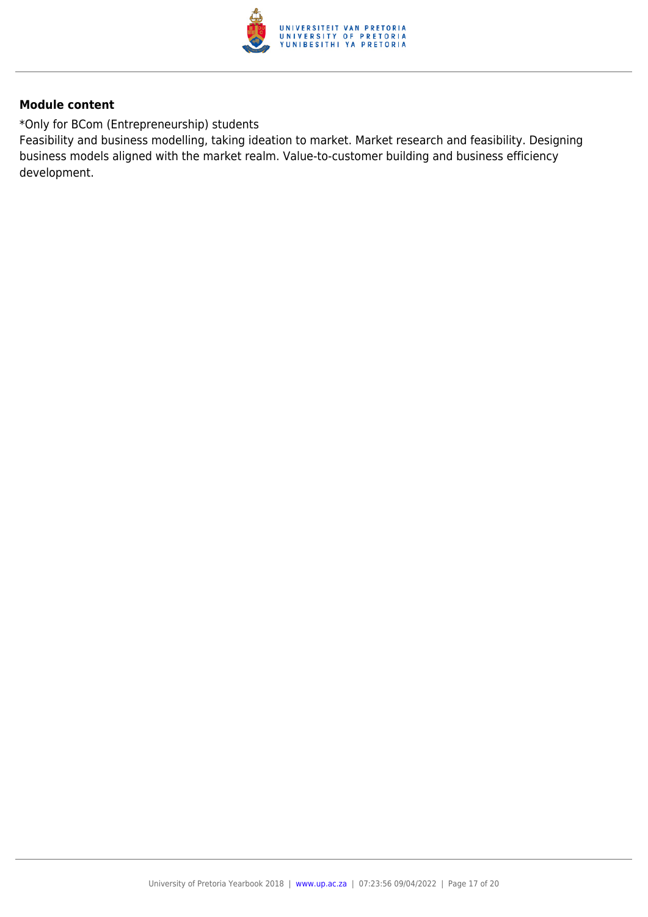**Module content**

*Only for BCom (Entrepreneurship) students

Feasibility and business modelling, taking ideation to market. Market research and feasibility. Designing business models aligned with the market realm. Value-to-customer building and business efficiency development.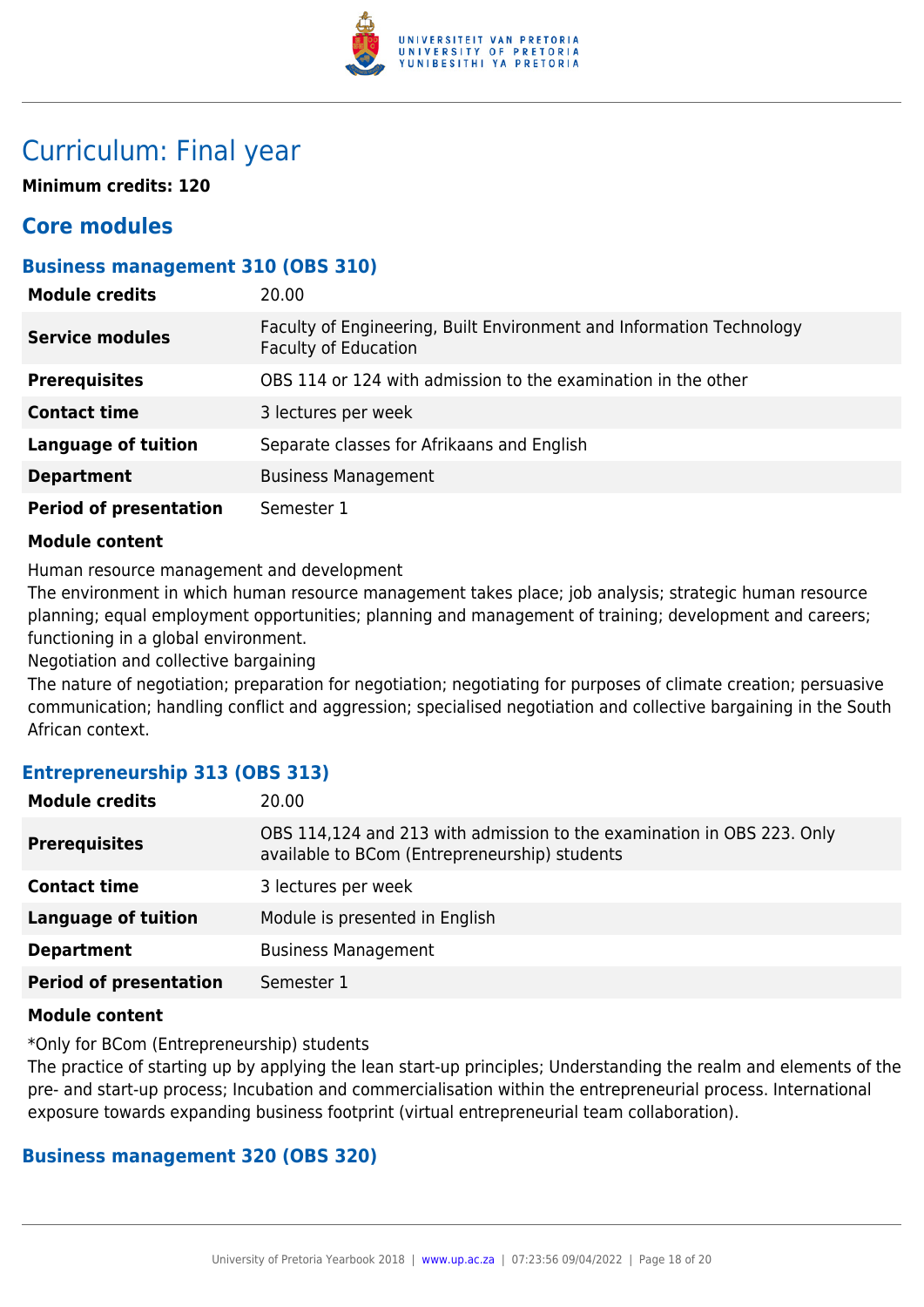# Curriculum: Final year

**Minimum credits: 120**

## Core modules

### Business management 310 (OBS 310)

| | |
|---|---|
| **Module credits** | 20.00 |
| **Service modules** | Faculty of Engineering, Built Environment and Information Technology<br>Faculty of Education |
| **Prerequisites** | OBS 114 or 124 with admission to the examination in the other |
| **Contact time** | 3 lectures per week |
| **Language of tuition** | Separate classes for Afrikaans and English |
| **Department** | Business Management |
| **Period of presentation** | Semester 1 |

**Module content**

Human resource management and development
The environment in which human resource management takes place; job analysis; strategic human resource planning; equal employment opportunities; planning and management of training; development and careers; functioning in a global environment.
Negotiation and collective bargaining
The nature of negotiation; preparation for negotiation; negotiating for purposes of climate creation; persuasive communication; handling conflict and aggression; specialised negotiation and collective bargaining in the South African context.

### Entrepreneurship 313 (OBS 313)

| | |
|---|---|
| **Module credits** | 20.00 |
| **Prerequisites** | OBS 114,124 and 213 with admission to the examination in OBS 223. Only available to BCom (Entrepreneurship) students |
| **Contact time** | 3 lectures per week |
| **Language of tuition** | Module is presented in English |
| **Department** | Business Management |
| **Period of presentation** | Semester 1 |

**Module content**

*Only for BCom (Entrepreneurship) students
The practice of starting up by applying the lean start-up principles; Understanding the realm and elements of the pre- and start-up process; Incubation and commercialisation within the entrepreneurial process. International exposure towards expanding business footprint (virtual entrepreneurial team collaboration).

### Business management 320 (OBS 320)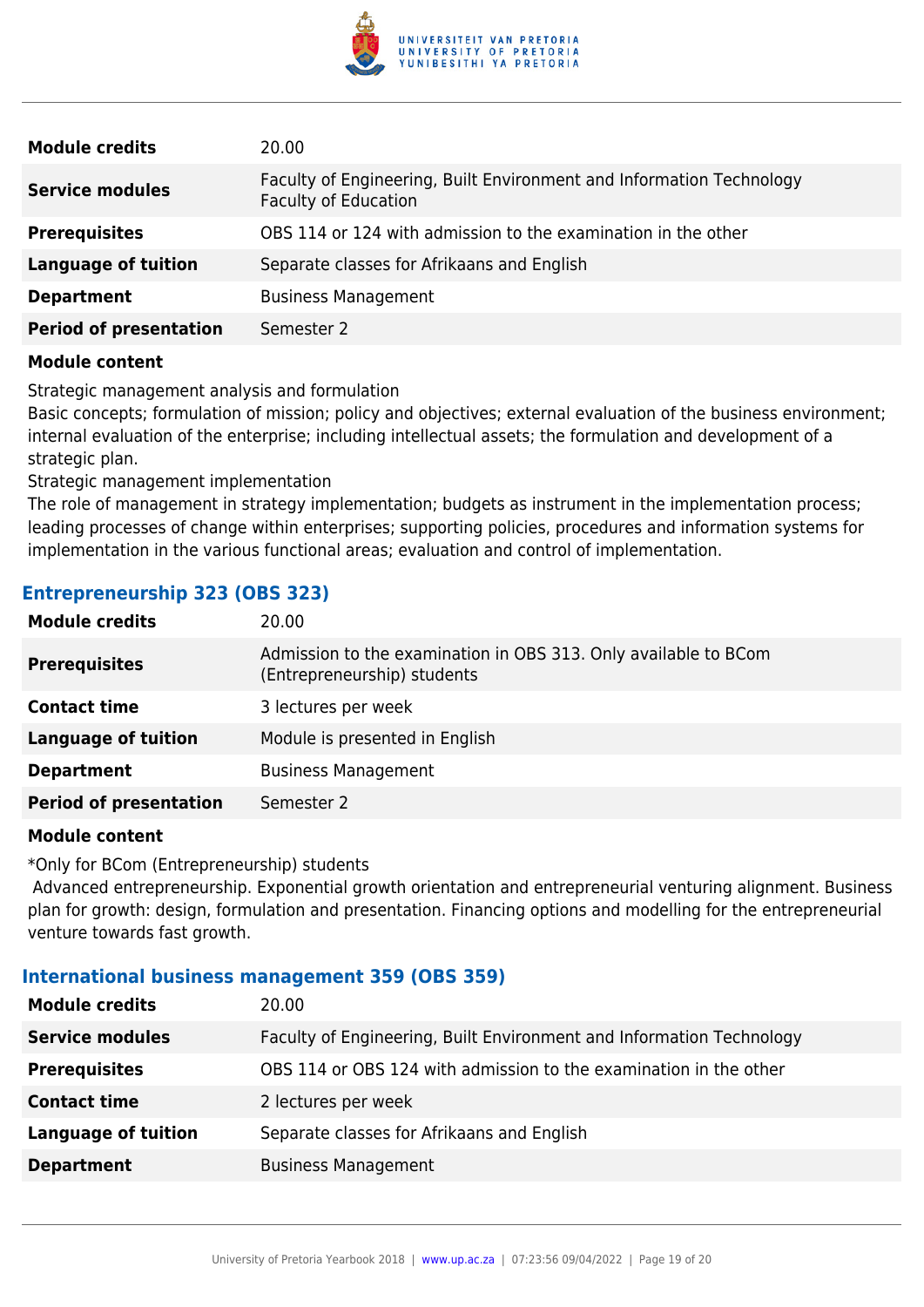| | |
|---|---|
| **Module credits** | 20.00 |
| **Service modules** | Faculty of Engineering, Built Environment and Information Technology<br>Faculty of Education |
| **Prerequisites** | OBS 114 or 124 with admission to the examination in the other |
| **Language of tuition** | Separate classes for Afrikaans and English |
| **Department** | Business Management |
| **Period of presentation** | Semester 2 |

**Module content**

Strategic management analysis and formulation
Basic concepts; formulation of mission; policy and objectives; external evaluation of the business environment; internal evaluation of the enterprise; including intellectual assets; the formulation and development of a strategic plan.
Strategic management implementation
The role of management in strategy implementation; budgets as instrument in the implementation process; leading processes of change within enterprises; supporting policies, procedures and information systems for implementation in the various functional areas; evaluation and control of implementation.

### Entrepreneurship 323 (OBS 323)

| | |
|---|---|
| **Module credits** | 20.00 |
| **Prerequisites** | Admission to the examination in OBS 313. Only available to BCom (Entrepreneurship) students |
| **Contact time** | 3 lectures per week |
| **Language of tuition** | Module is presented in English |
| **Department** | Business Management |
| **Period of presentation** | Semester 2 |

**Module content**

*Only for BCom (Entrepreneurship) students
Advanced entrepreneurship. Exponential growth orientation and entrepreneurial venturing alignment. Business plan for growth: design, formulation and presentation. Financing options and modelling for the entrepreneurial venture towards fast growth.

### International business management 359 (OBS 359)

| | |
|---|---|
| **Module credits** | 20.00 |
| **Service modules** | Faculty of Engineering, Built Environment and Information Technology |
| **Prerequisites** | OBS 114 or OBS 124 with admission to the examination in the other |
| **Contact time** | 2 lectures per week |
| **Language of tuition** | Separate classes for Afrikaans and English |
| **Department** | Business Management |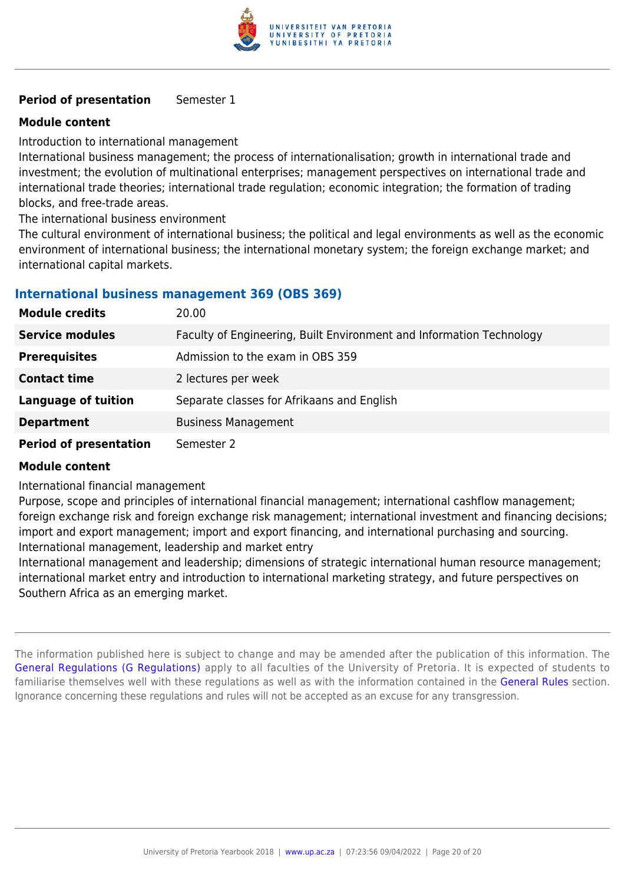| | |
|---|---|
| **Period of presentation** | Semester 1 |

**Module content**

Introduction to international management

International business management; the process of internationalisation; growth in international trade and investment; the evolution of multinational enterprises; management perspectives on international trade and international trade theories; international trade regulation; economic integration; the formation of trading blocks, and free-trade areas.

The international business environment

The cultural environment of international business; the political and legal environments as well as the economic environment of international business; the international monetary system; the foreign exchange market; and international capital markets.

### International business management 369 (OBS 369)

| | |
|---|---|
| **Module credits** | 20.00 |
| **Service modules** | Faculty of Engineering, Built Environment and Information Technology |
| **Prerequisites** | Admission to the exam in OBS 359 |
| **Contact time** | 2 lectures per week |
| **Language of tuition** | Separate classes for Afrikaans and English |
| **Department** | Business Management |
| **Period of presentation** | Semester 2 |

**Module content**

International financial management

Purpose, scope and principles of international financial management; international cashflow management; foreign exchange risk and foreign exchange risk management; international investment and financing decisions; import and export management; import and export financing, and international purchasing and sourcing.

International management, leadership and market entry

International management and leadership; dimensions of strategic international human resource management; international market entry and introduction to international marketing strategy, and future perspectives on Southern Africa as an emerging market.

The information published here is subject to change and may be amended after the publication of this information. The General Regulations (G Regulations) apply to all faculties of the University of Pretoria. It is expected of students to familiarise themselves well with these regulations as well as with the information contained in the General Rules section. Ignorance concerning these regulations and rules will not be accepted as an excuse for any transgression.